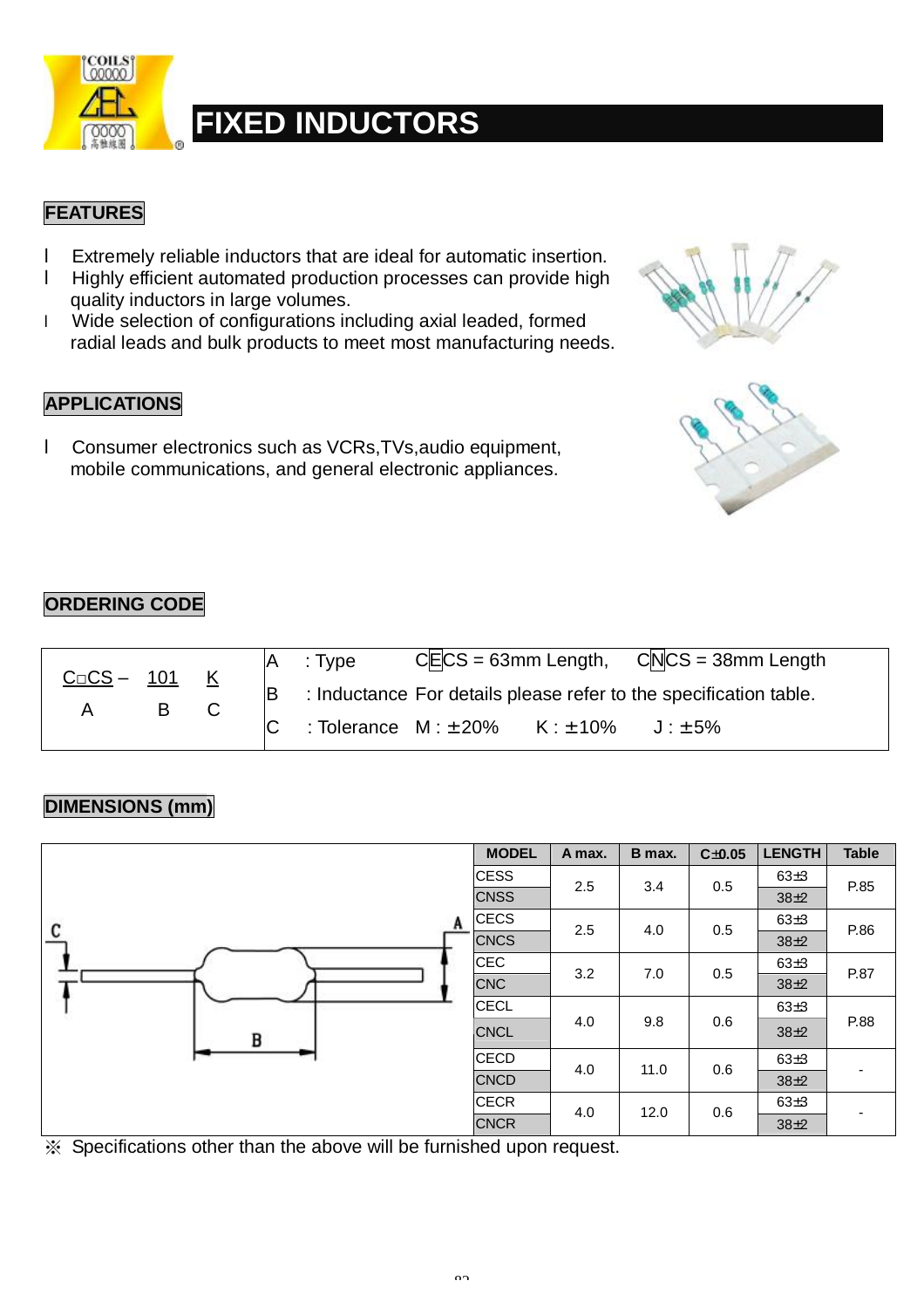# FIXED INDUCTORS

## FEATURES

- Extremely reliable inductors that are ideal for automatic insertion.
- Highly efficient automated production processes can provide high quality inductors in large volumes.
- Wide selection of configurations including axial leaded, formed radial leads and bulk products to meet most manufacturing needs.

## APPLICATIONS

- Consumer electronics such as VCRs,TVs,audio equipment, mobile communications, and general electronic appliances.

## ORDERING CODE

| C□CS – 101 K<br>A B C | A : Type CECS = 63mm Length, CNCS = 38mm Length<br>B : Inductance For details please refer to the specification table.<br>C : Tolerance M : ±20% K : ±10% J : ±5% |
|---|---|

## DIMENSIONS (mm)

| MODEL | A max. | B max. | C±0.05 | LENGTH | Table |
|---|---|---|---|---|---|
| CESS | 2.5 | 3.4 | 0.5 | 63±3 | P.85 |
| CNSS | | | | 38±2 | |
| CECS | 2.5 | 4.0 | 0.5 | 63±3 | P.86 |
| CNCS | | | | 38±2 | |
| CEC | 3.2 | 7.0 | 0.5 | 63±3 | P.87 |
| CNC | | | | 38±2 | |
| CECL | 4.0 | 9.8 | 0.6 | 63±3 | P.88 |
| CNCL | | | | 38±2 | |
| CECD | 4.0 | 11.0 | 0.6 | 63±3 | - |
| CNCD | | | | 38±2 | |
| CECR | 4.0 | 12.0 | 0.6 | 63±3 | - |
| CNCR | | | | 38±2 | |

※ Specifications other than the above will be furnished upon request.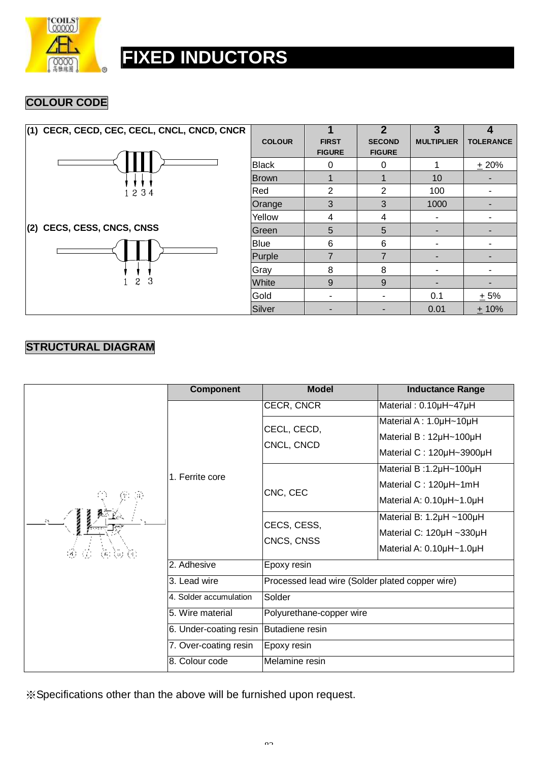# FIXED INDUCTORS

## COLOUR CODE

(1) CECR, CECD, CEC, CECL, CNCL, CNCD, CNCR

1 2 3 4

(2) CECS, CESS, CNCS, CNSS

1 2 3

| COLOUR | 1 FIRST FIGURE | 2 SECOND FIGURE | 3 MULTIPLIER | 4 TOLERANCE |
|---|---|---|---|---|
| Black | 0 | 0 | 1 | ± 20% |
| Brown | 1 | 1 | 10 | - |
| Red | 2 | 2 | 100 | - |
| Orange | 3 | 3 | 1000 | - |
| Yellow | 4 | 4 | - | - |
| Green | 5 | 5 | - | - |
| Blue | 6 | 6 | - | - |
| Purple | 7 | 7 | - | - |
| Gray | 8 | 8 | - | - |
| White | 9 | 9 | - | - |
| Gold | - | - | 0.1 | ± 5% |
| Silver | - | - | 0.01 | ± 10% |

## STRUCTURAL DIAGRAM

| Component | Model | Inductance Range |
|---|---|---|
| 1. Ferrite core | CECR, CNCR | Material : 0.10μH~47μH |
| | CECL, CECD, CNCL, CNCD | Material A : 1.0μH~10μH<br>Material B : 12μH~100μH<br>Material C : 120μH~3900μH |
| | CNC, CEC | Material B :1.2μH~100μH<br>Material C : 120μH~1mH<br>Material A: 0.10μH~1.0μH |
| | CECS, CESS, CNCS, CNSS | Material B: 1.2μH ~100μH<br>Material C: 120μH ~330μH<br>Material A: 0.10μH~1.0μH |
| 2. Adhesive | Epoxy resin | |
| 3. Lead wire | Processed lead wire (Solder plated copper wire) | |
| 4. Solder accumulation | Solder | |
| 5. Wire material | Polyurethane-copper wire | |
| 6. Under-coating resin | Butadiene resin | |
| 7. Over-coating resin | Epoxy resin | |
| 8. Colour code | Melamine resin | |

※Specifications other than the above will be furnished upon request.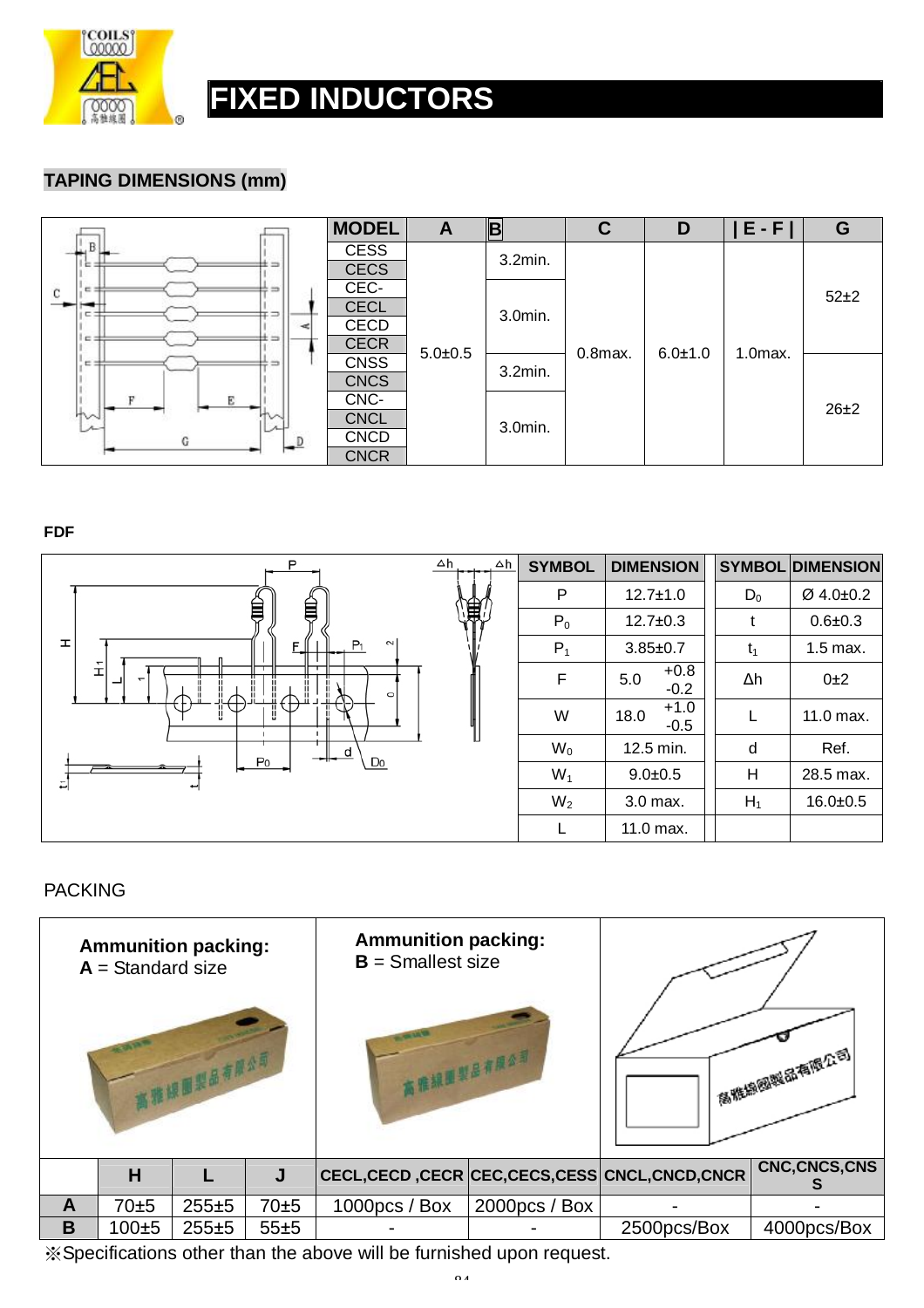# FIXED INDUCTORS

## TAPING DIMENSIONS (mm)

| MODEL | A | B | C | D | \| E - F \| | G |
|---|---|---|---|---|---|---|
| CESS | 5.0±0.5 | 3.2min. | 0.8max. | 6.0±1.0 | 1.0max. | 52±2 |
| CECS | | | | | | |
| CEC- | | 3.0min. | | | | |
| CECL | | | | | | |
| CECD | | | | | | |
| CECR | | | | | | |
| CNSS | | 3.2min. | | | | 26±2 |
| CNCS | | | | | | |
| CNC- | | 3.0min. | | | | |
| CNCL | | | | | | |
| CNCD | | | | | | |
| CNCR | | | | | | |

**FDF**

| SYMBOL | DIMENSION | SYMBOL | DIMENSION |
|---|---|---|---|
| P | 12.7±1.0 | $D_0$ | Ø 4.0±0.2 |
| $P_0$ | 12.7±0.3 | t | 0.6±0.3 |
| $P_1$ | 3.85±0.7 | $t_1$ | 1.5 max. |
| F | 5.0 $^{+0.8}_{-0.2}$ | Δh | 0±2 |
| W | 18.0 $^{+1.0}_{-0.5}$ | L | 11.0 max. |
| $W_0$ | 12.5 min. | d | Ref. |
| $W_1$ | 9.0±0.5 | H | 28.5 max. |
| $W_2$ | 3.0 max. | $H_1$ | 16.0±0.5 |
| L | 11.0 max. | | |

PACKING

**Ammunition packing:**
**A** = Standard size

**Ammunition packing:**
**B** = Smallest size

| | H | L | J | CECL,CECD ,CECR | CEC,CECS,CESS | CNCL,CNCD,CNCR | CNC,CNCS,CNSS |
|---|---|---|---|---|---|---|---|
| A | 70±5 | 255±5 | 70±5 | 1000pcs / Box | 2000pcs / Box | - | - |
| B | 100±5 | 255±5 | 55±5 | - | - | 2500pcs/Box | 4000pcs/Box |

※Specifications other than the above will be furnished upon request.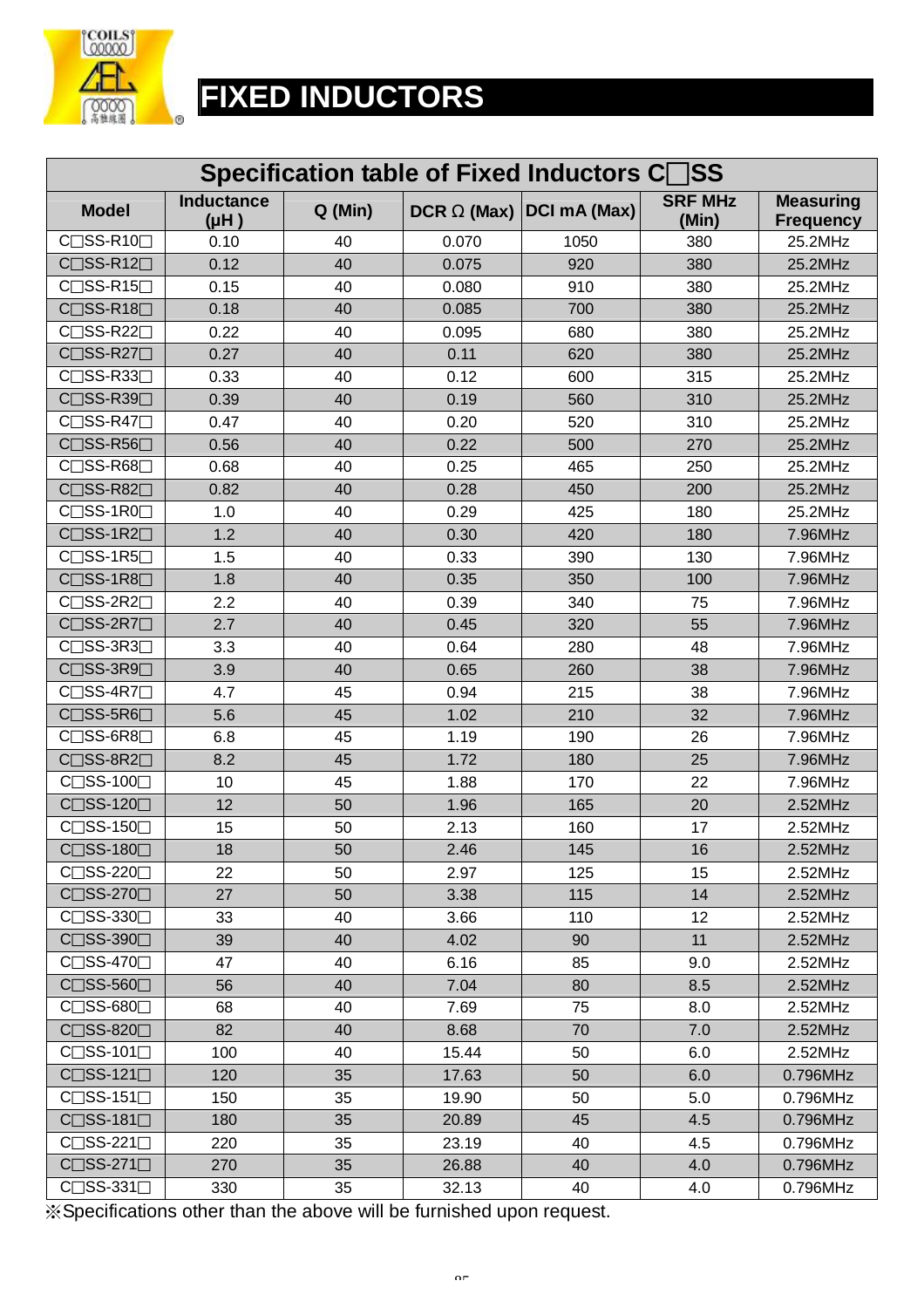# FIXED INDUCTORS

| Specification table of Fixed Inductors C□SS | | | | | | |
|---|---|---|---|---|---|---|
| **Model** | **Inductance (μH )** | **Q (Min)** | **DCR Ω (Max)** | **DCI mA (Max)** | **SRF MHz (Min)** | **Measuring Frequency** |
| C□SS-R10□ | 0.10 | 40 | 0.070 | 1050 | 380 | 25.2MHz |
| C□SS-R12□ | 0.12 | 40 | 0.075 | 920 | 380 | 25.2MHz |
| C□SS-R15□ | 0.15 | 40 | 0.080 | 910 | 380 | 25.2MHz |
| C□SS-R18□ | 0.18 | 40 | 0.085 | 700 | 380 | 25.2MHz |
| C□SS-R22□ | 0.22 | 40 | 0.095 | 680 | 380 | 25.2MHz |
| C□SS-R27□ | 0.27 | 40 | 0.11 | 620 | 380 | 25.2MHz |
| C□SS-R33□ | 0.33 | 40 | 0.12 | 600 | 315 | 25.2MHz |
| C□SS-R39□ | 0.39 | 40 | 0.19 | 560 | 310 | 25.2MHz |
| C□SS-R47□ | 0.47 | 40 | 0.20 | 520 | 310 | 25.2MHz |
| C□SS-R56□ | 0.56 | 40 | 0.22 | 500 | 270 | 25.2MHz |
| C□SS-R68□ | 0.68 | 40 | 0.25 | 465 | 250 | 25.2MHz |
| C□SS-R82□ | 0.82 | 40 | 0.28 | 450 | 200 | 25.2MHz |
| C□SS-1R0□ | 1.0 | 40 | 0.29 | 425 | 180 | 25.2MHz |
| C□SS-1R2□ | 1.2 | 40 | 0.30 | 420 | 180 | 7.96MHz |
| C□SS-1R5□ | 1.5 | 40 | 0.33 | 390 | 130 | 7.96MHz |
| C□SS-1R8□ | 1.8 | 40 | 0.35 | 350 | 100 | 7.96MHz |
| C□SS-2R2□ | 2.2 | 40 | 0.39 | 340 | 75 | 7.96MHz |
| C□SS-2R7□ | 2.7 | 40 | 0.45 | 320 | 55 | 7.96MHz |
| C□SS-3R3□ | 3.3 | 40 | 0.64 | 280 | 48 | 7.96MHz |
| C□SS-3R9□ | 3.9 | 40 | 0.65 | 260 | 38 | 7.96MHz |
| C□SS-4R7□ | 4.7 | 45 | 0.94 | 215 | 38 | 7.96MHz |
| C□SS-5R6□ | 5.6 | 45 | 1.02 | 210 | 32 | 7.96MHz |
| C□SS-6R8□ | 6.8 | 45 | 1.19 | 190 | 26 | 7.96MHz |
| C□SS-8R2□ | 8.2 | 45 | 1.72 | 180 | 25 | 7.96MHz |
| C□SS-100□ | 10 | 45 | 1.88 | 170 | 22 | 7.96MHz |
| C□SS-120□ | 12 | 50 | 1.96 | 165 | 20 | 2.52MHz |
| C□SS-150□ | 15 | 50 | 2.13 | 160 | 17 | 2.52MHz |
| C□SS-180□ | 18 | 50 | 2.46 | 145 | 16 | 2.52MHz |
| C□SS-220□ | 22 | 50 | 2.97 | 125 | 15 | 2.52MHz |
| C□SS-270□ | 27 | 50 | 3.38 | 115 | 14 | 2.52MHz |
| C□SS-330□ | 33 | 40 | 3.66 | 110 | 12 | 2.52MHz |
| C□SS-390□ | 39 | 40 | 4.02 | 90 | 11 | 2.52MHz |
| C□SS-470□ | 47 | 40 | 6.16 | 85 | 9.0 | 2.52MHz |
| C□SS-560□ | 56 | 40 | 7.04 | 80 | 8.5 | 2.52MHz |
| C□SS-680□ | 68 | 40 | 7.69 | 75 | 8.0 | 2.52MHz |
| C□SS-820□ | 82 | 40 | 8.68 | 70 | 7.0 | 2.52MHz |
| C□SS-101□ | 100 | 40 | 15.44 | 50 | 6.0 | 2.52MHz |
| C□SS-121□ | 120 | 35 | 17.63 | 50 | 6.0 | 0.796MHz |
| C□SS-151□ | 150 | 35 | 19.90 | 50 | 5.0 | 0.796MHz |
| C□SS-181□ | 180 | 35 | 20.89 | 45 | 4.5 | 0.796MHz |
| C□SS-221□ | 220 | 35 | 23.19 | 40 | 4.5 | 0.796MHz |
| C□SS-271□ | 270 | 35 | 26.88 | 40 | 4.0 | 0.796MHz |
| C□SS-331□ | 330 | 35 | 32.13 | 40 | 4.0 | 0.796MHz |

※Specifications other than the above will be furnished upon request.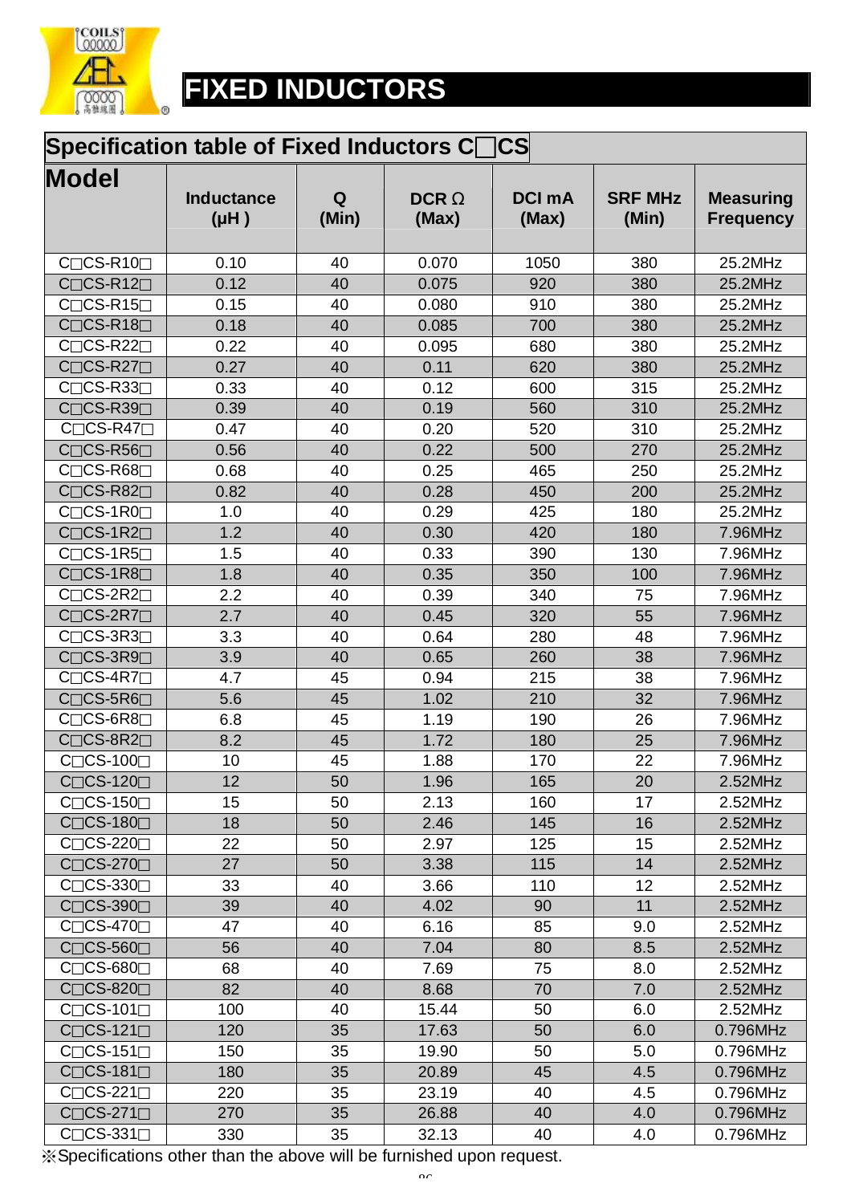# FIXED INDUCTORS

## Specification table of Fixed Inductors C□CS

| Model | Inductance (μH ) | Q (Min) | DCR Ω (Max) | DCI mA (Max) | SRF MHz (Min) | Measuring Frequency |
|---|---|---|---|---|---|---|
| C□CS-R10□ | 0.10 | 40 | 0.070 | 1050 | 380 | 25.2MHz |
| C□CS-R12□ | 0.12 | 40 | 0.075 | 920 | 380 | 25.2MHz |
| C□CS-R15□ | 0.15 | 40 | 0.080 | 910 | 380 | 25.2MHz |
| C□CS-R18□ | 0.18 | 40 | 0.085 | 700 | 380 | 25.2MHz |
| C□CS-R22□ | 0.22 | 40 | 0.095 | 680 | 380 | 25.2MHz |
| C□CS-R27□ | 0.27 | 40 | 0.11 | 620 | 380 | 25.2MHz |
| C□CS-R33□ | 0.33 | 40 | 0.12 | 600 | 315 | 25.2MHz |
| C□CS-R39□ | 0.39 | 40 | 0.19 | 560 | 310 | 25.2MHz |
| C□CS-R47□ | 0.47 | 40 | 0.20 | 520 | 310 | 25.2MHz |
| C□CS-R56□ | 0.56 | 40 | 0.22 | 500 | 270 | 25.2MHz |
| C□CS-R68□ | 0.68 | 40 | 0.25 | 465 | 250 | 25.2MHz |
| C□CS-R82□ | 0.82 | 40 | 0.28 | 450 | 200 | 25.2MHz |
| C□CS-1R0□ | 1.0 | 40 | 0.29 | 425 | 180 | 25.2MHz |
| C□CS-1R2□ | 1.2 | 40 | 0.30 | 420 | 180 | 7.96MHz |
| C□CS-1R5□ | 1.5 | 40 | 0.33 | 390 | 130 | 7.96MHz |
| C□CS-1R8□ | 1.8 | 40 | 0.35 | 350 | 100 | 7.96MHz |
| C□CS-2R2□ | 2.2 | 40 | 0.39 | 340 | 75 | 7.96MHz |
| C□CS-2R7□ | 2.7 | 40 | 0.45 | 320 | 55 | 7.96MHz |
| C□CS-3R3□ | 3.3 | 40 | 0.64 | 280 | 48 | 7.96MHz |
| C□CS-3R9□ | 3.9 | 40 | 0.65 | 260 | 38 | 7.96MHz |
| C□CS-4R7□ | 4.7 | 45 | 0.94 | 215 | 38 | 7.96MHz |
| C□CS-5R6□ | 5.6 | 45 | 1.02 | 210 | 32 | 7.96MHz |
| C□CS-6R8□ | 6.8 | 45 | 1.19 | 190 | 26 | 7.96MHz |
| C□CS-8R2□ | 8.2 | 45 | 1.72 | 180 | 25 | 7.96MHz |
| C□CS-100□ | 10 | 45 | 1.88 | 170 | 22 | 7.96MHz |
| C□CS-120□ | 12 | 50 | 1.96 | 165 | 20 | 2.52MHz |
| C□CS-150□ | 15 | 50 | 2.13 | 160 | 17 | 2.52MHz |
| C□CS-180□ | 18 | 50 | 2.46 | 145 | 16 | 2.52MHz |
| C□CS-220□ | 22 | 50 | 2.97 | 125 | 15 | 2.52MHz |
| C□CS-270□ | 27 | 50 | 3.38 | 115 | 14 | 2.52MHz |
| C□CS-330□ | 33 | 40 | 3.66 | 110 | 12 | 2.52MHz |
| C□CS-390□ | 39 | 40 | 4.02 | 90 | 11 | 2.52MHz |
| C□CS-470□ | 47 | 40 | 6.16 | 85 | 9.0 | 2.52MHz |
| C□CS-560□ | 56 | 40 | 7.04 | 80 | 8.5 | 2.52MHz |
| C□CS-680□ | 68 | 40 | 7.69 | 75 | 8.0 | 2.52MHz |
| C□CS-820□ | 82 | 40 | 8.68 | 70 | 7.0 | 2.52MHz |
| C□CS-101□ | 100 | 40 | 15.44 | 50 | 6.0 | 2.52MHz |
| C□CS-121□ | 120 | 35 | 17.63 | 50 | 6.0 | 0.796MHz |
| C□CS-151□ | 150 | 35 | 19.90 | 50 | 5.0 | 0.796MHz |
| C□CS-181□ | 180 | 35 | 20.89 | 45 | 4.5 | 0.796MHz |
| C□CS-221□ | 220 | 35 | 23.19 | 40 | 4.5 | 0.796MHz |
| C□CS-271□ | 270 | 35 | 26.88 | 40 | 4.0 | 0.796MHz |
| C□CS-331□ | 330 | 35 | 32.13 | 40 | 4.0 | 0.796MHz |

※Specifications other than the above will be furnished upon request.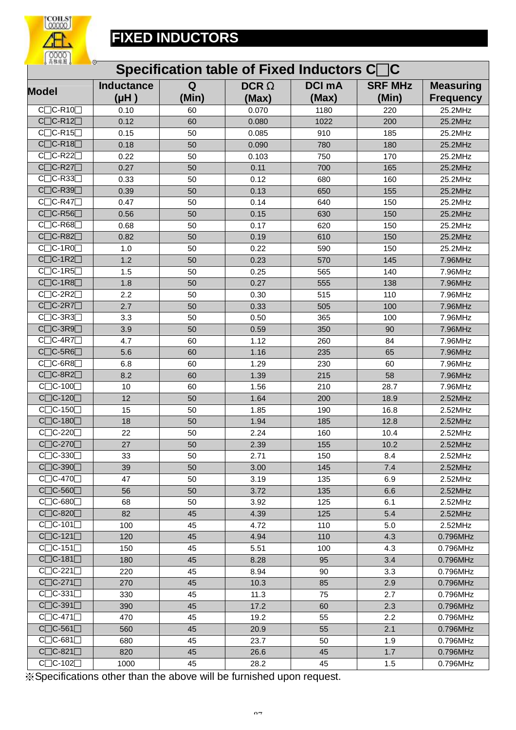# FIXED INDUCTORS

## Specification table of Fixed Inductors C□C

| Model | Inductance (μH ) | Q (Min) | DCR Ω (Max) | DCI mA (Max) | SRF MHz (Min) | Measuring Frequency |
|---|---|---|---|---|---|---|
| C□C-R10□ | 0.10 | 60 | 0.070 | 1180 | 220 | 25.2MHz |
| C□C-R12□ | 0.12 | 60 | 0.080 | 1022 | 200 | 25.2MHz |
| C□C-R15□ | 0.15 | 50 | 0.085 | 910 | 185 | 25.2MHz |
| C□C-R18□ | 0.18 | 50 | 0.090 | 780 | 180 | 25.2MHz |
| C□C-R22□ | 0.22 | 50 | 0.103 | 750 | 170 | 25.2MHz |
| C□C-R27□ | 0.27 | 50 | 0.11 | 700 | 165 | 25.2MHz |
| C□C-R33□ | 0.33 | 50 | 0.12 | 680 | 160 | 25.2MHz |
| C□C-R39□ | 0.39 | 50 | 0.13 | 650 | 155 | 25.2MHz |
| C□C-R47□ | 0.47 | 50 | 0.14 | 640 | 150 | 25.2MHz |
| C□C-R56□ | 0.56 | 50 | 0.15 | 630 | 150 | 25.2MHz |
| C□C-R68□ | 0.68 | 50 | 0.17 | 620 | 150 | 25.2MHz |
| C□C-R82□ | 0.82 | 50 | 0.19 | 610 | 150 | 25.2MHz |
| C□C-1R0□ | 1.0 | 50 | 0.22 | 590 | 150 | 25.2MHz |
| C□C-1R2□ | 1.2 | 50 | 0.23 | 570 | 145 | 7.96MHz |
| C□C-1R5□ | 1.5 | 50 | 0.25 | 565 | 140 | 7.96MHz |
| C□C-1R8□ | 1.8 | 50 | 0.27 | 555 | 138 | 7.96MHz |
| C□C-2R2□ | 2.2 | 50 | 0.30 | 515 | 110 | 7.96MHz |
| C□C-2R7□ | 2.7 | 50 | 0.33 | 505 | 100 | 7.96MHz |
| C□C-3R3□ | 3.3 | 50 | 0.50 | 365 | 100 | 7.96MHz |
| C□C-3R9□ | 3.9 | 50 | 0.59 | 350 | 90 | 7.96MHz |
| C□C-4R7□ | 4.7 | 60 | 1.12 | 260 | 84 | 7.96MHz |
| C□C-5R6□ | 5.6 | 60 | 1.16 | 235 | 65 | 7.96MHz |
| C□C-6R8□ | 6.8 | 60 | 1.29 | 230 | 60 | 7.96MHz |
| C□C-8R2□ | 8.2 | 60 | 1.39 | 215 | 58 | 7.96MHz |
| C□C-100□ | 10 | 60 | 1.56 | 210 | 28.7 | 7.96MHz |
| C□C-120□ | 12 | 50 | 1.64 | 200 | 18.9 | 2.52MHz |
| C□C-150□ | 15 | 50 | 1.85 | 190 | 16.8 | 2.52MHz |
| C□C-180□ | 18 | 50 | 1.94 | 185 | 12.8 | 2.52MHz |
| C□C-220□ | 22 | 50 | 2.24 | 160 | 10.4 | 2.52MHz |
| C□C-270□ | 27 | 50 | 2.39 | 155 | 10.2 | 2.52MHz |
| C□C-330□ | 33 | 50 | 2.71 | 150 | 8.4 | 2.52MHz |
| C□C-390□ | 39 | 50 | 3.00 | 145 | 7.4 | 2.52MHz |
| C□C-470□ | 47 | 50 | 3.19 | 135 | 6.9 | 2.52MHz |
| C□C-560□ | 56 | 50 | 3.72 | 135 | 6.6 | 2.52MHz |
| C□C-680□ | 68 | 50 | 3.92 | 125 | 6.1 | 2.52MHz |
| C□C-820□ | 82 | 45 | 4.39 | 125 | 5.4 | 2.52MHz |
| C□C-101□ | 100 | 45 | 4.72 | 110 | 5.0 | 2.52MHz |
| C□C-121□ | 120 | 45 | 4.94 | 110 | 4.3 | 0.796MHz |
| C□C-151□ | 150 | 45 | 5.51 | 100 | 4.3 | 0.796MHz |
| C□C-181□ | 180 | 45 | 8.28 | 95 | 3.4 | 0.796MHz |
| C□C-221□ | 220 | 45 | 8.94 | 90 | 3.3 | 0.796MHz |
| C□C-271□ | 270 | 45 | 10.3 | 85 | 2.9 | 0.796MHz |
| C□C-331□ | 330 | 45 | 11.3 | 75 | 2.7 | 0.796MHz |
| C□C-391□ | 390 | 45 | 17.2 | 60 | 2.3 | 0.796MHz |
| C□C-471□ | 470 | 45 | 19.2 | 55 | 2.2 | 0.796MHz |
| C□C-561□ | 560 | 45 | 20.9 | 55 | 2.1 | 0.796MHz |
| C□C-681□ | 680 | 45 | 23.7 | 50 | 1.9 | 0.796MHz |
| C□C-821□ | 820 | 45 | 26.6 | 45 | 1.7 | 0.796MHz |
| C□C-102□ | 1000 | 45 | 28.2 | 45 | 1.5 | 0.796MHz |

※Specifications other than the above will be furnished upon request.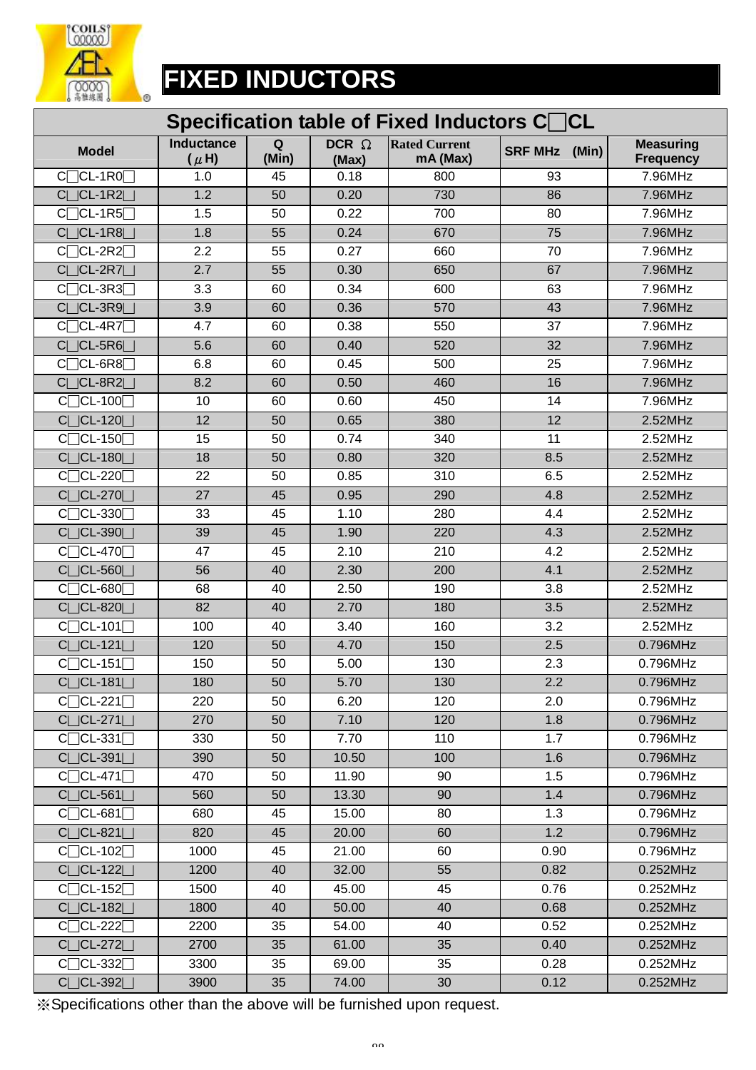# FIXED INDUCTORS

## Specification table of Fixed Inductors C□CL

| Model | Inductance (μH) | Q (Min) | DCR Ω (Max) | Rated Current mA (Max) | SRF MHz (Min) | Measuring Frequency |
|---|---|---|---|---|---|---|
| C□CL-1R0□ | 1.0 | 45 | 0.18 | 800 | 93 | 7.96MHz |
| C□CL-1R2□ | 1.2 | 50 | 0.20 | 730 | 86 | 7.96MHz |
| C□CL-1R5□ | 1.5 | 50 | 0.22 | 700 | 80 | 7.96MHz |
| C□CL-1R8□ | 1.8 | 55 | 0.24 | 670 | 75 | 7.96MHz |
| C□CL-2R2□ | 2.2 | 55 | 0.27 | 660 | 70 | 7.96MHz |
| C□CL-2R7□ | 2.7 | 55 | 0.30 | 650 | 67 | 7.96MHz |
| C□CL-3R3□ | 3.3 | 60 | 0.34 | 600 | 63 | 7.96MHz |
| C□CL-3R9□ | 3.9 | 60 | 0.36 | 570 | 43 | 7.96MHz |
| C□CL-4R7□ | 4.7 | 60 | 0.38 | 550 | 37 | 7.96MHz |
| C□CL-5R6□ | 5.6 | 60 | 0.40 | 520 | 32 | 7.96MHz |
| C□CL-6R8□ | 6.8 | 60 | 0.45 | 500 | 25 | 7.96MHz |
| C□CL-8R2□ | 8.2 | 60 | 0.50 | 460 | 16 | 7.96MHz |
| C□CL-100□ | 10 | 60 | 0.60 | 450 | 14 | 7.96MHz |
| C□CL-120□ | 12 | 50 | 0.65 | 380 | 12 | 2.52MHz |
| C□CL-150□ | 15 | 50 | 0.74 | 340 | 11 | 2.52MHz |
| C□CL-180□ | 18 | 50 | 0.80 | 320 | 8.5 | 2.52MHz |
| C□CL-220□ | 22 | 50 | 0.85 | 310 | 6.5 | 2.52MHz |
| C□CL-270□ | 27 | 45 | 0.95 | 290 | 4.8 | 2.52MHz |
| C□CL-330□ | 33 | 45 | 1.10 | 280 | 4.4 | 2.52MHz |
| C□CL-390□ | 39 | 45 | 1.90 | 220 | 4.3 | 2.52MHz |
| C□CL-470□ | 47 | 45 | 2.10 | 210 | 4.2 | 2.52MHz |
| C□CL-560□ | 56 | 40 | 2.30 | 200 | 4.1 | 2.52MHz |
| C□CL-680□ | 68 | 40 | 2.50 | 190 | 3.8 | 2.52MHz |
| C□CL-820□ | 82 | 40 | 2.70 | 180 | 3.5 | 2.52MHz |
| C□CL-101□ | 100 | 40 | 3.40 | 160 | 3.2 | 2.52MHz |
| C□CL-121□ | 120 | 50 | 4.70 | 150 | 2.5 | 0.796MHz |
| C□CL-151□ | 150 | 50 | 5.00 | 130 | 2.3 | 0.796MHz |
| C□CL-181□ | 180 | 50 | 5.70 | 130 | 2.2 | 0.796MHz |
| C□CL-221□ | 220 | 50 | 6.20 | 120 | 2.0 | 0.796MHz |
| C□CL-271□ | 270 | 50 | 7.10 | 120 | 1.8 | 0.796MHz |
| C□CL-331□ | 330 | 50 | 7.70 | 110 | 1.7 | 0.796MHz |
| C□CL-391□ | 390 | 50 | 10.50 | 100 | 1.6 | 0.796MHz |
| C□CL-471□ | 470 | 50 | 11.90 | 90 | 1.5 | 0.796MHz |
| C□CL-561□ | 560 | 50 | 13.30 | 90 | 1.4 | 0.796MHz |
| C□CL-681□ | 680 | 45 | 15.00 | 80 | 1.3 | 0.796MHz |
| C□CL-821□ | 820 | 45 | 20.00 | 60 | 1.2 | 0.796MHz |
| C□CL-102□ | 1000 | 45 | 21.00 | 60 | 0.90 | 0.796MHz |
| C□CL-122□ | 1200 | 40 | 32.00 | 55 | 0.82 | 0.252MHz |
| C□CL-152□ | 1500 | 40 | 45.00 | 45 | 0.76 | 0.252MHz |
| C□CL-182□ | 1800 | 40 | 50.00 | 40 | 0.68 | 0.252MHz |
| C□CL-222□ | 2200 | 35 | 54.00 | 40 | 0.52 | 0.252MHz |
| C□CL-272□ | 2700 | 35 | 61.00 | 35 | 0.40 | 0.252MHz |
| C□CL-332□ | 3300 | 35 | 69.00 | 35 | 0.28 | 0.252MHz |
| C□CL-392□ | 3900 | 35 | 74.00 | 30 | 0.12 | 0.252MHz |

※Specifications other than the above will be furnished upon request.